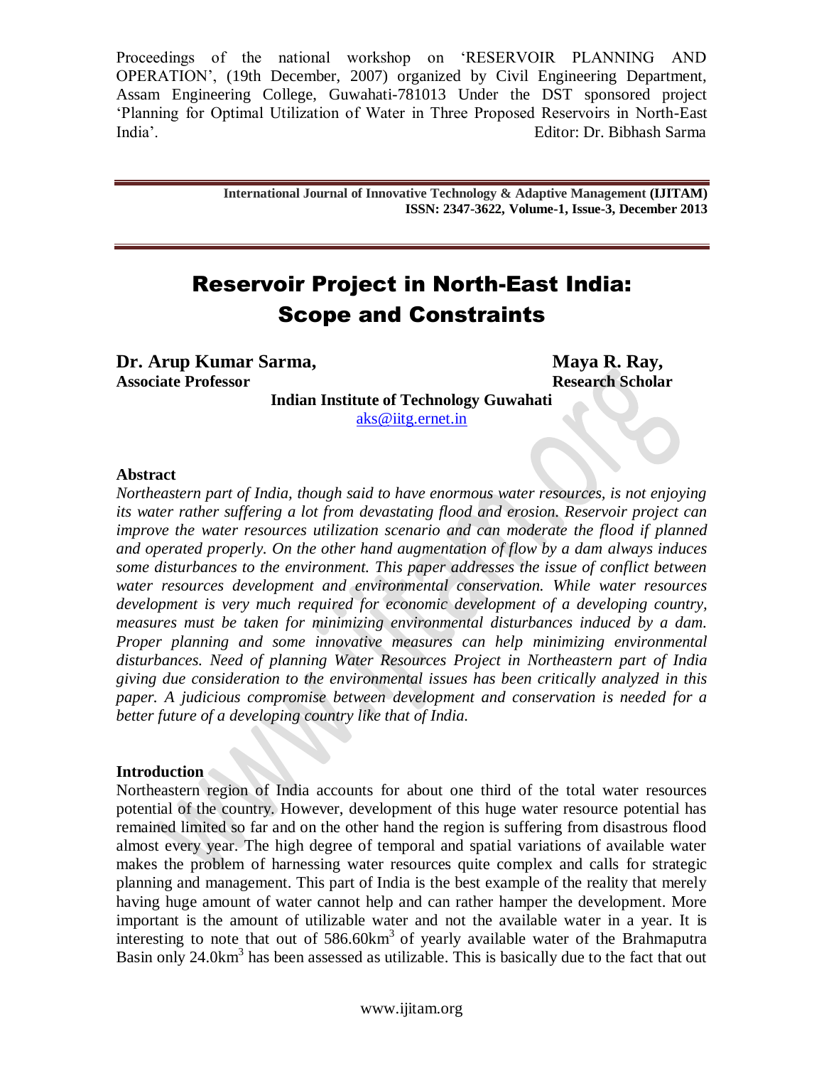Proceedings of the national workshop on 'RESERVOIR PLANNING AND OPERATION', (19th December, 2007) organized by Civil Engineering Department, Assam Engineering College, Guwahati-781013 Under the DST sponsored project 'Planning for Optimal Utilization of Water in Three Proposed Reservoirs in North-East India'. Editor: Dr. Bibhash Sarma

**International Journal of Innovative Technology & Adaptive Management (IJITAM)**
**ISSN: 2347-3622, Volume-1, Issue-3, December 2013**

# Reservoir Project in North-East India: Scope and Constraints

**Dr. Arup Kumar Sarma,**
**Associate Professor**

**Maya R. Ray,**
**Research Scholar**

**Indian Institute of Technology Guwahati**
aks@iitg.ernet.in

### Abstract

*Northeastern part of India, though said to have enormous water resources, is not enjoying its water rather suffering a lot from devastating flood and erosion. Reservoir project can improve the water resources utilization scenario and can moderate the flood if planned and operated properly. On the other hand augmentation of flow by a dam always induces some disturbances to the environment. This paper addresses the issue of conflict between water resources development and environmental conservation. While water resources development is very much required for economic development of a developing country, measures must be taken for minimizing environmental disturbances induced by a dam. Proper planning and some innovative measures can help minimizing environmental disturbances. Need of planning Water Resources Project in Northeastern part of India giving due consideration to the environmental issues has been critically analyzed in this paper. A judicious compromise between development and conservation is needed for a better future of a developing country like that of India.*

### Introduction

Northeastern region of India accounts for about one third of the total water resources potential of the country. However, development of this huge water resource potential has remained limited so far and on the other hand the region is suffering from disastrous flood almost every year. The high degree of temporal and spatial variations of available water makes the problem of harnessing water resources quite complex and calls for strategic planning and management. This part of India is the best example of the reality that merely having huge amount of water cannot help and can rather hamper the development. More important is the amount of utilizable water and not the available water in a year. It is interesting to note that out of 586.60km$^3$ of yearly available water of the Brahmaputra Basin only 24.0km$^3$ has been assessed as utilizable. This is basically due to the fact that out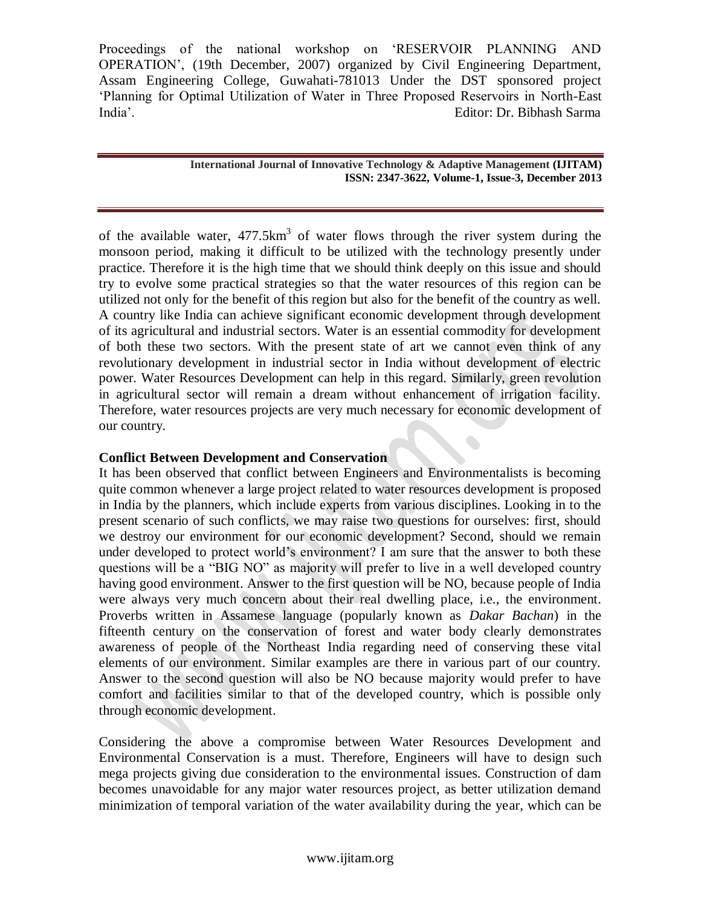of the available water, 477.5km$^3$ of water flows through the river system during the monsoon period, making it difficult to be utilized with the technology presently under practice. Therefore it is the high time that we should think deeply on this issue and should try to evolve some practical strategies so that the water resources of this region can be utilized not only for the benefit of this region but also for the benefit of the country as well. A country like India can achieve significant economic development through development of its agricultural and industrial sectors. Water is an essential commodity for development of both these two sectors. With the present state of art we cannot even think of any revolutionary development in industrial sector in India without development of electric power. Water Resources Development can help in this regard. Similarly, green revolution in agricultural sector will remain a dream without enhancement of irrigation facility. Therefore, water resources projects are very much necessary for economic development of our country.

**Conflict Between Development and Conservation**

It has been observed that conflict between Engineers and Environmentalists is becoming quite common whenever a large project related to water resources development is proposed in India by the planners, which include experts from various disciplines. Looking in to the present scenario of such conflicts, we may raise two questions for ourselves: first, should we destroy our environment for our economic development? Second, should we remain under developed to protect world's environment? I am sure that the answer to both these questions will be a "BIG NO" as majority will prefer to live in a well developed country having good environment. Answer to the first question will be NO, because people of India were always very much concern about their real dwelling place, i.e., the environment. Proverbs written in Assamese language (popularly known as *Dakar Bachan*) in the fifteenth century on the conservation of forest and water body clearly demonstrates awareness of people of the Northeast India regarding need of conserving these vital elements of our environment. Similar examples are there in various part of our country. Answer to the second question will also be NO because majority would prefer to have comfort and facilities similar to that of the developed country, which is possible only through economic development.

Considering the above a compromise between Water Resources Development and Environmental Conservation is a must. Therefore, Engineers will have to design such mega projects giving due consideration to the environmental issues. Construction of dam becomes unavoidable for any major water resources project, as better utilization demand minimization of temporal variation of the water availability during the year, which can be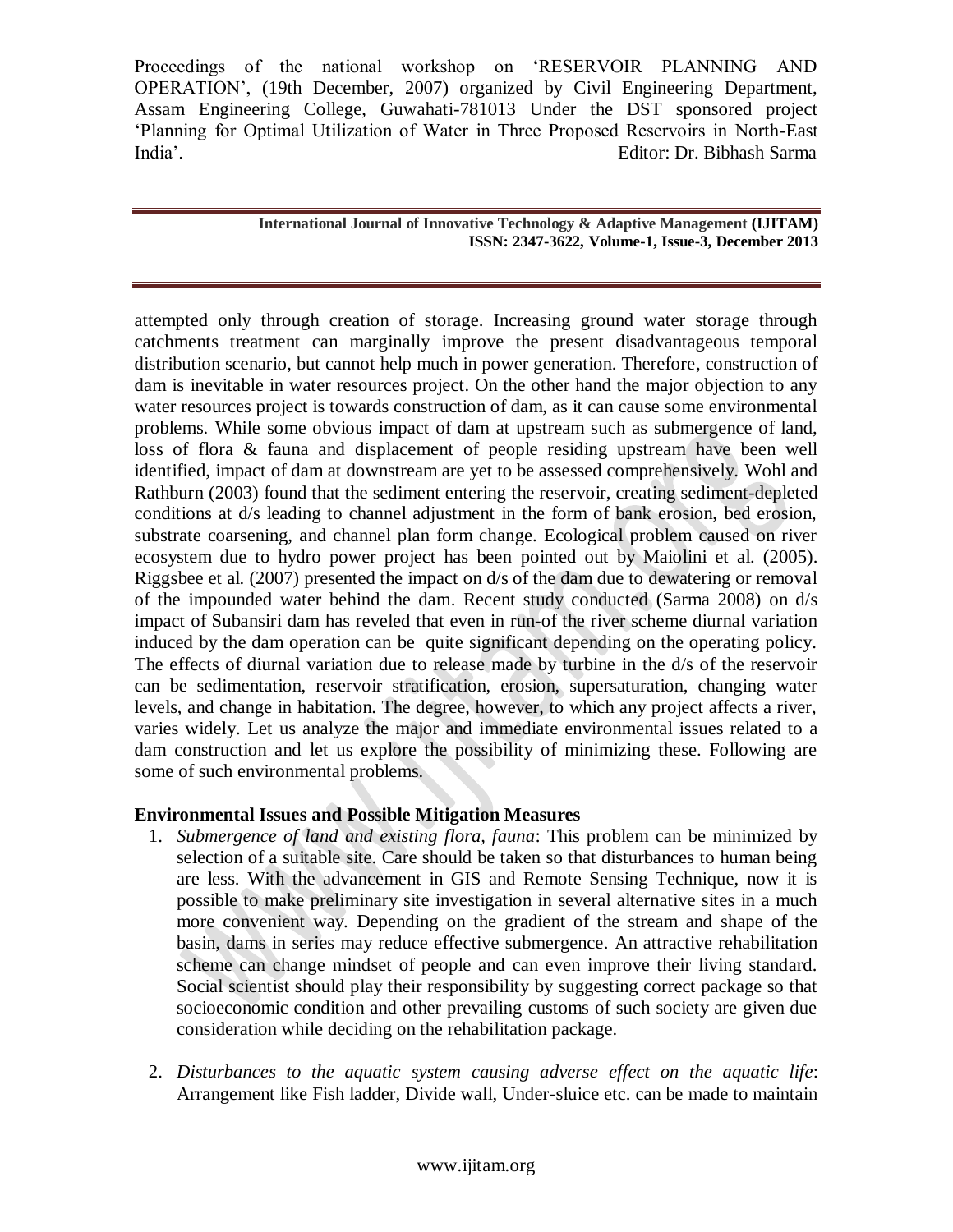attempted only through creation of storage. Increasing ground water storage through catchments treatment can marginally improve the present disadvantageous temporal distribution scenario, but cannot help much in power generation. Therefore, construction of dam is inevitable in water resources project. On the other hand the major objection to any water resources project is towards construction of dam, as it can cause some environmental problems. While some obvious impact of dam at upstream such as submergence of land, loss of flora & fauna and displacement of people residing upstream have been well identified, impact of dam at downstream are yet to be assessed comprehensively. Wohl and Rathburn (2003) found that the sediment entering the reservoir, creating sediment-depleted conditions at d/s leading to channel adjustment in the form of bank erosion, bed erosion, substrate coarsening, and channel plan form change. Ecological problem caused on river ecosystem due to hydro power project has been pointed out by Maiolini et al. (2005). Riggsbee et al. (2007) presented the impact on d/s of the dam due to dewatering or removal of the impounded water behind the dam. Recent study conducted (Sarma 2008) on d/s impact of Subansiri dam has reveled that even in run-of the river scheme diurnal variation induced by the dam operation can be quite significant depending on the operating policy. The effects of diurnal variation due to release made by turbine in the d/s of the reservoir can be sedimentation, reservoir stratification, erosion, supersaturation, changing water levels, and change in habitation. The degree, however, to which any project affects a river, varies widely. Let us analyze the major and immediate environmental issues related to a dam construction and let us explore the possibility of minimizing these. Following are some of such environmental problems.

**Environmental Issues and Possible Mitigation Measures**

1. *Submergence of land and existing flora, fauna*: This problem can be minimized by selection of a suitable site. Care should be taken so that disturbances to human being are less. With the advancement in GIS and Remote Sensing Technique, now it is possible to make preliminary site investigation in several alternative sites in a much more convenient way. Depending on the gradient of the stream and shape of the basin, dams in series may reduce effective submergence. An attractive rehabilitation scheme can change mindset of people and can even improve their living standard. Social scientist should play their responsibility by suggesting correct package so that socioeconomic condition and other prevailing customs of such society are given due consideration while deciding on the rehabilitation package.

2. *Disturbances to the aquatic system causing adverse effect on the aquatic life*: Arrangement like Fish ladder, Divide wall, Under-sluice etc. can be made to maintain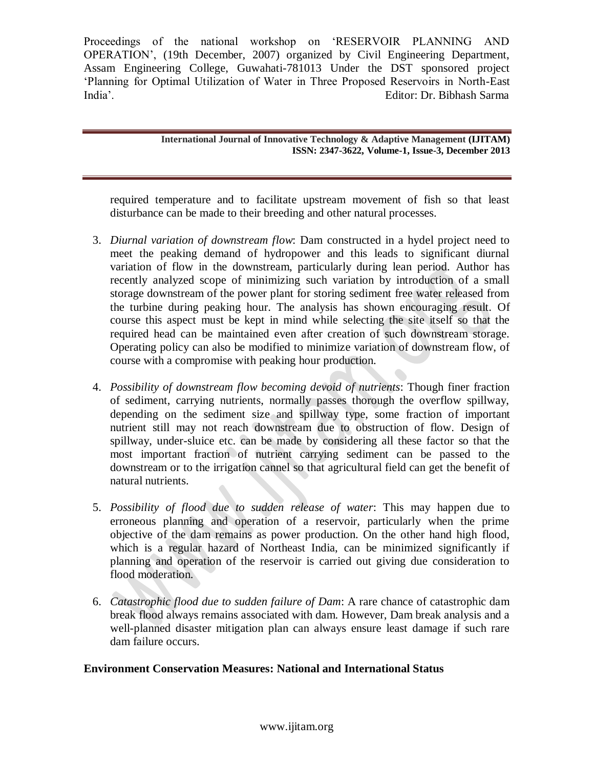required temperature and to facilitate upstream movement of fish so that least disturbance can be made to their breeding and other natural processes.

3. *Diurnal variation of downstream flow*: Dam constructed in a hydel project need to meet the peaking demand of hydropower and this leads to significant diurnal variation of flow in the downstream, particularly during lean period. Author has recently analyzed scope of minimizing such variation by introduction of a small storage downstream of the power plant for storing sediment free water released from the turbine during peaking hour. The analysis has shown encouraging result. Of course this aspect must be kept in mind while selecting the site itself so that the required head can be maintained even after creation of such downstream storage. Operating policy can also be modified to minimize variation of downstream flow, of course with a compromise with peaking hour production.

4. *Possibility of downstream flow becoming devoid of nutrients*: Though finer fraction of sediment, carrying nutrients, normally passes thorough the overflow spillway, depending on the sediment size and spillway type, some fraction of important nutrient still may not reach downstream due to obstruction of flow. Design of spillway, under-sluice etc. can be made by considering all these factor so that the most important fraction of nutrient carrying sediment can be passed to the downstream or to the irrigation cannel so that agricultural field can get the benefit of natural nutrients.

5. *Possibility of flood due to sudden release of water*: This may happen due to erroneous planning and operation of a reservoir, particularly when the prime objective of the dam remains as power production. On the other hand high flood, which is a regular hazard of Northeast India, can be minimized significantly if planning and operation of the reservoir is carried out giving due consideration to flood moderation.

6. *Catastrophic flood due to sudden failure of Dam*: A rare chance of catastrophic dam break flood always remains associated with dam. However, Dam break analysis and a well-planned disaster mitigation plan can always ensure least damage if such rare dam failure occurs.

**Environment Conservation Measures: National and International Status**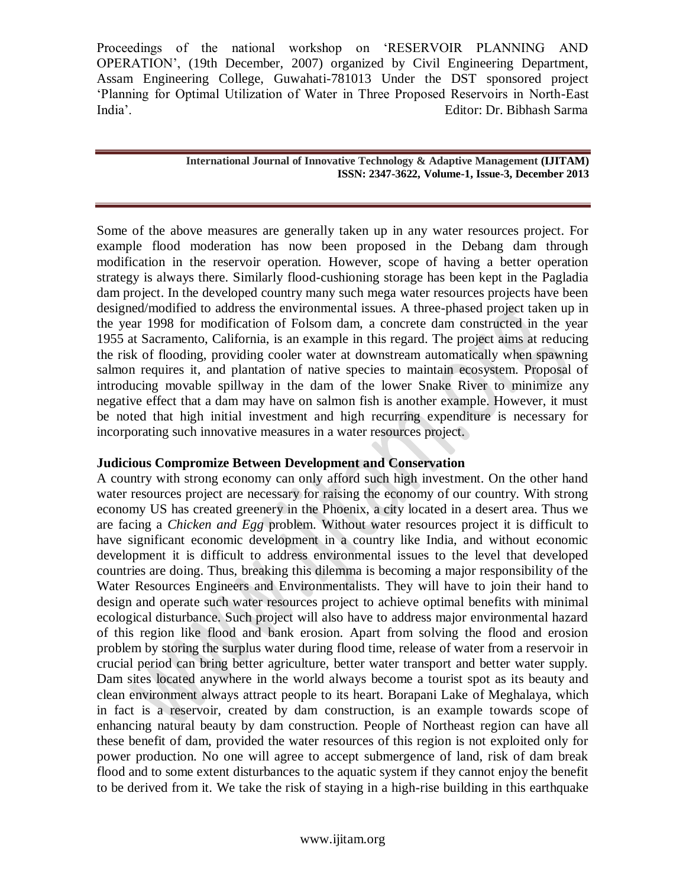Some of the above measures are generally taken up in any water resources project. For example flood moderation has now been proposed in the Debang dam through modification in the reservoir operation. However, scope of having a better operation strategy is always there. Similarly flood-cushioning storage has been kept in the Pagladia dam project. In the developed country many such mega water resources projects have been designed/modified to address the environmental issues. A three-phased project taken up in the year 1998 for modification of Folsom dam, a concrete dam constructed in the year 1955 at Sacramento, California, is an example in this regard. The project aims at reducing the risk of flooding, providing cooler water at downstream automatically when spawning salmon requires it, and plantation of native species to maintain ecosystem. Proposal of introducing movable spillway in the dam of the lower Snake River to minimize any negative effect that a dam may have on salmon fish is another example. However, it must be noted that high initial investment and high recurring expenditure is necessary for incorporating such innovative measures in a water resources project.

**Judicious Compromize Between Development and Conservation**

A country with strong economy can only afford such high investment. On the other hand water resources project are necessary for raising the economy of our country. With strong economy US has created greenery in the Phoenix, a city located in a desert area. Thus we are facing a *Chicken and Egg* problem. Without water resources project it is difficult to have significant economic development in a country like India, and without economic development it is difficult to address environmental issues to the level that developed countries are doing. Thus, breaking this dilemma is becoming a major responsibility of the Water Resources Engineers and Environmentalists. They will have to join their hand to design and operate such water resources project to achieve optimal benefits with minimal ecological disturbance. Such project will also have to address major environmental hazard of this region like flood and bank erosion. Apart from solving the flood and erosion problem by storing the surplus water during flood time, release of water from a reservoir in crucial period can bring better agriculture, better water transport and better water supply. Dam sites located anywhere in the world always become a tourist spot as its beauty and clean environment always attract people to its heart. Borapani Lake of Meghalaya, which in fact is a reservoir, created by dam construction, is an example towards scope of enhancing natural beauty by dam construction. People of Northeast region can have all these benefit of dam, provided the water resources of this region is not exploited only for power production. No one will agree to accept submergence of land, risk of dam break flood and to some extent disturbances to the aquatic system if they cannot enjoy the benefit to be derived from it. We take the risk of staying in a high-rise building in this earthquake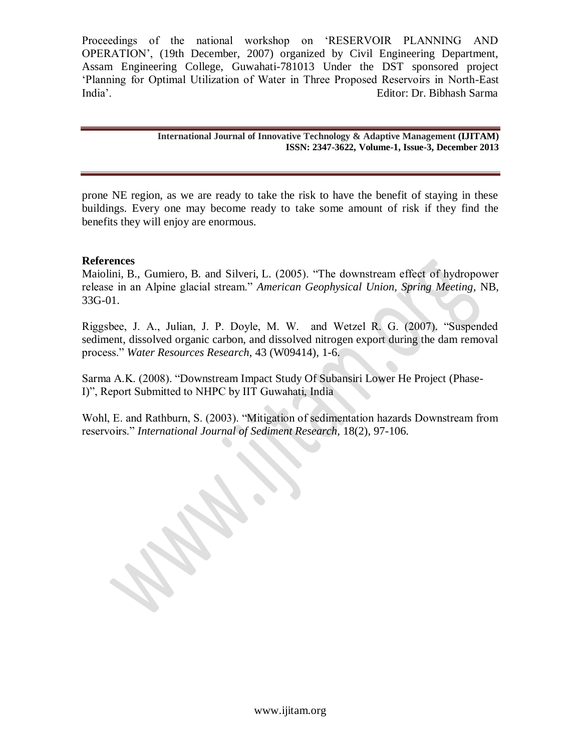prone NE region, as we are ready to take the risk to have the benefit of staying in these buildings. Every one may become ready to take some amount of risk if they find the benefits they will enjoy are enormous.

**References**

Maiolini, B., Gumiero, B. and Silveri, L. (2005). "The downstream effect of hydropower release in an Alpine glacial stream." *American Geophysical Union, Spring Meeting*, NB, 33G-01.

Riggsbee, J. A., Julian, J. P. Doyle, M. W. and Wetzel R. G. (2007). "Suspended sediment, dissolved organic carbon, and dissolved nitrogen export during the dam removal process." *Water Resources Research*, 43 (W09414), 1-6.

Sarma A.K. (2008). "Downstream Impact Study Of Subansiri Lower He Project (Phase-I)", Report Submitted to NHPC by IIT Guwahati, India

Wohl, E. and Rathburn, S. (2003). "Mitigation of sedimentation hazards Downstream from reservoirs." *International Journal of Sediment Research*, 18(2), 97-106.